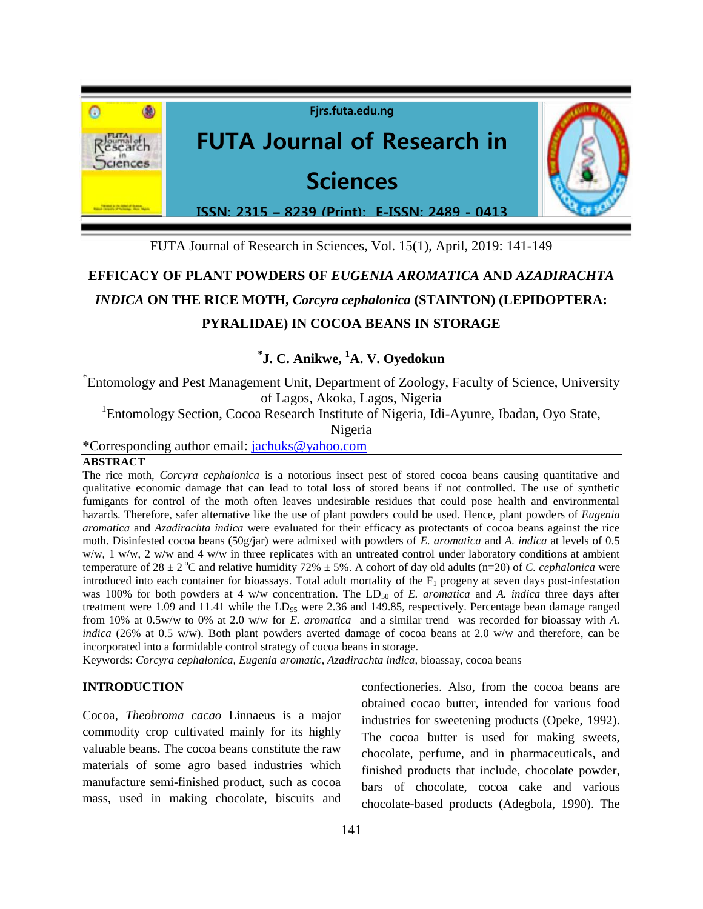# EFFICACY OF PLANT POWDERS OF *EUGENIA AROMATICA* AND *AZADIRACHTA INDICA* ON THE RICE MOTH, *Corcyra cephalonica* (STAINTON) (LEPIDOPTERA: PYRALIDAE) IN COCOA BEANS IN STORAGE

**[*]J. C. Anikwe, [1]A. V. Oyedokun**

[*]Entomology and Pest Management Unit, Department of Zoology, Faculty of Science, University of Lagos, Akoka, Lagos, Nigeria

[1]Entomology Section, Cocoa Research Institute of Nigeria, Idi-Ayunre, Ibadan, Oyo State, Nigeria

*Corresponding author email: jachuks@yahoo.com

## ABSTRACT

The rice moth, *Corcyra cephalonica* is a notorious insect pest of stored cocoa beans causing quantitative and qualitative economic damage that can lead to total loss of stored beans if not controlled. The use of synthetic fumigants for control of the moth often leaves undesirable residues that could pose health and environmental hazards. Therefore, safer alternative like the use of plant powders could be used. Hence, plant powders of *Eugenia aromatica* and *Azadirachta indica* were evaluated for their efficacy as protectants of cocoa beans against the rice moth. Disinfested cocoa beans (50g/jar) were admixed with powders of *E. aromatica* and *A. indica* at levels of 0.5 w/w, 1 w/w, 2 w/w and 4 w/w in three replicates with an untreated control under laboratory conditions at ambient temperature of 28 ± 2 °C and relative humidity 72% ± 5%. A cohort of day old adults (n=20) of *C. cephalonica* were introduced into each container for bioassays. Total adult mortality of the $F_1$ progeny at seven days post-infestation was 100% for both powders at 4 w/w concentration. The $LD_{50}$ of *E. aromatica* and *A. indica* three days after treatment were 1.09 and 11.41 while the $LD_{95}$ were 2.36 and 149.85, respectively. Percentage bean damage ranged from 10% at 0.5w/w to 0% at 2.0 w/w for *E. aromatica* and a similar trend was recorded for bioassay with *A. indica* (26% at 0.5 w/w). Both plant powders averted damage of cocoa beans at 2.0 w/w and therefore, can be incorporated into a formidable control strategy of cocoa beans in storage.

Keywords: *Corcyra cephalonica, Eugenia aromatic, Azadirachta indica,* bioassay, cocoa beans

## INTRODUCTION

Cocoa, *Theobroma cacao* Linnaeus is a major commodity crop cultivated mainly for its highly valuable beans. The cocoa beans constitute the raw materials of some agro based industries which manufacture semi-finished product, such as cocoa mass, used in making chocolate, biscuits and confectioneries. Also, from the cocoa beans are obtained cocao butter, intended for various food industries for sweetening products (Opeke, 1992). The cocoa butter is used for making sweets, chocolate, perfume, and in pharmaceuticals, and finished products that include, chocolate powder, bars of chocolate, cocoa cake and various chocolate-based products (Adegbola, 1990). The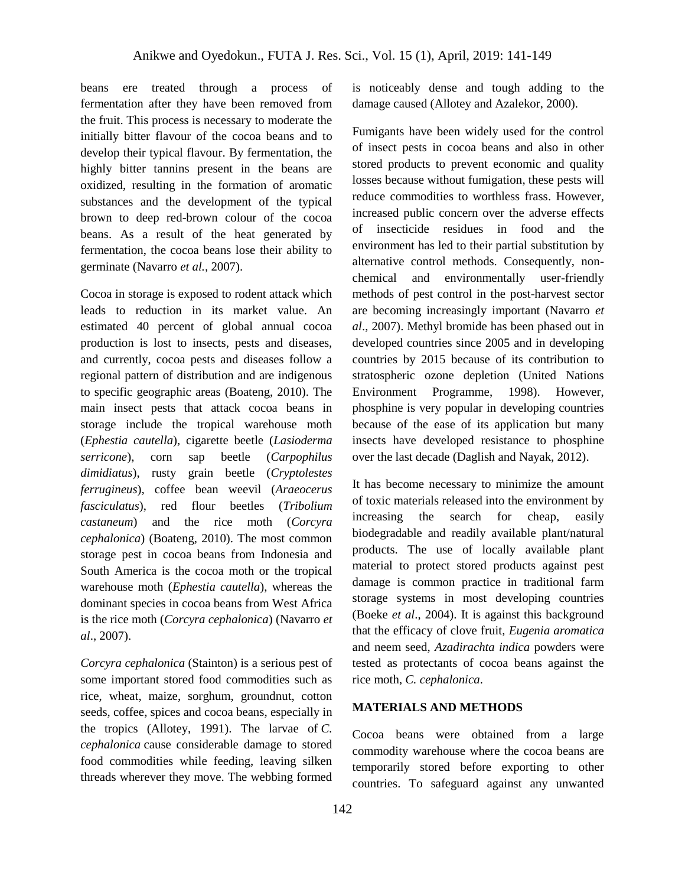beans ere treated through a process of fermentation after they have been removed from the fruit. This process is necessary to moderate the initially bitter flavour of the cocoa beans and to develop their typical flavour. By fermentation, the highly bitter tannins present in the beans are oxidized, resulting in the formation of aromatic substances and the development of the typical brown to deep red-brown colour of the cocoa beans. As a result of the heat generated by fermentation, the cocoa beans lose their ability to germinate (Navarro *et al.,* 2007).

Cocoa in storage is exposed to rodent attack which leads to reduction in its market value. An estimated 40 percent of global annual cocoa production is lost to insects, pests and diseases, and currently, cocoa pests and diseases follow a regional pattern of distribution and are indigenous to specific geographic areas (Boateng, 2010). The main insect pests that attack cocoa beans in storage include the tropical warehouse moth (*Ephestia cautella*), cigarette beetle (*Lasioderma serricone*), corn sap beetle (*Carpophilus dimidiatus*), rusty grain beetle (*Cryptolestes ferrugineus*), coffee bean weevil (*Araeocerus fasciculatus*), red flour beetles (*Tribolium castaneum*) and the rice moth (*Corcyra cephalonica*) (Boateng, 2010). The most common storage pest in cocoa beans from Indonesia and South America is the cocoa moth or the tropical warehouse moth (*Ephestia cautella*), whereas the dominant species in cocoa beans from West Africa is the rice moth (*Corcyra cephalonica*) (Navarro *et al*., 2007).

*Corcyra cephalonica* (Stainton) is a serious pest of some important stored food commodities such as rice, wheat, maize, sorghum, groundnut, cotton seeds, coffee, spices and cocoa beans, especially in the tropics (Allotey, 1991). The larvae of *C. cephalonica* cause considerable damage to stored food commodities while feeding, leaving silken threads wherever they move. The webbing formed is noticeably dense and tough adding to the damage caused (Allotey and Azalekor, 2000).

Fumigants have been widely used for the control of insect pests in cocoa beans and also in other stored products to prevent economic and quality losses because without fumigation, these pests will reduce commodities to worthless frass. However, increased public concern over the adverse effects of insecticide residues in food and the environment has led to their partial substitution by alternative control methods. Consequently, non-chemical and environmentally user-friendly methods of pest control in the post-harvest sector are becoming increasingly important (Navarro *et al*., 2007). Methyl bromide has been phased out in developed countries since 2005 and in developing countries by 2015 because of its contribution to stratospheric ozone depletion (United Nations Environment Programme, 1998). However, phosphine is very popular in developing countries because of the ease of its application but many insects have developed resistance to phosphine over the last decade (Daglish and Nayak, 2012).

It has become necessary to minimize the amount of toxic materials released into the environment by increasing the search for cheap, easily biodegradable and readily available plant/natural products. The use of locally available plant material to protect stored products against pest damage is common practice in traditional farm storage systems in most developing countries (Boeke *et al*., 2004). It is against this background that the efficacy of clove fruit, *Eugenia aromatica* and neem seed, *Azadirachta indica* powders were tested as protectants of cocoa beans against the rice moth, *C. cephalonica*.

## MATERIALS AND METHODS

Cocoa beans were obtained from a large commodity warehouse where the cocoa beans are temporarily stored before exporting to other countries. To safeguard against any unwanted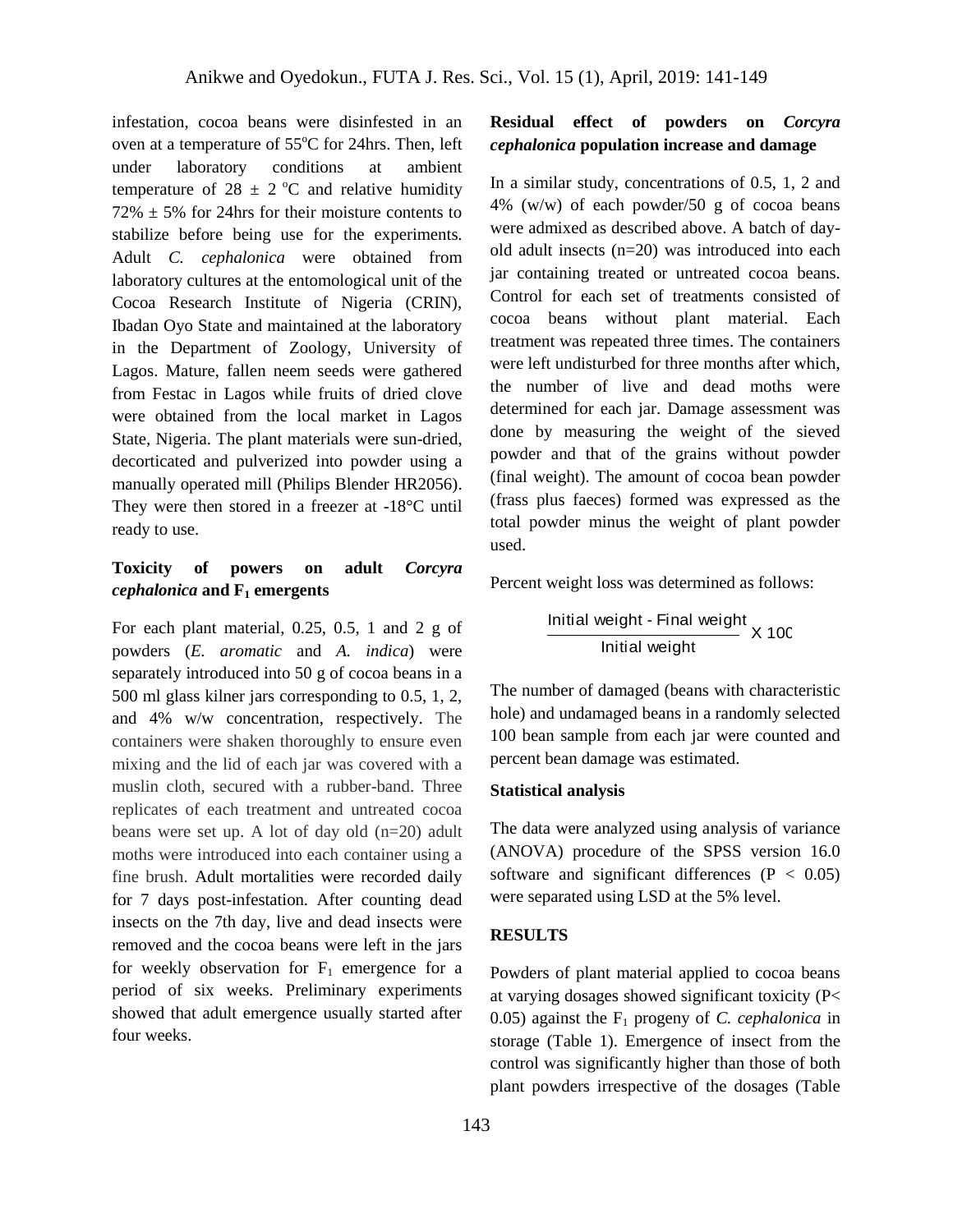infestation, cocoa beans were disinfested in an oven at a temperature of 55°C for 24hrs. Then, left under laboratory conditions at ambient temperature of 28 ± 2 °C and relative humidity 72% ± 5% for 24hrs for their moisture contents to stabilize before being use for the experiments. Adult *C. cephalonica* were obtained from laboratory cultures at the entomological unit of the Cocoa Research Institute of Nigeria (CRIN), Ibadan Oyo State and maintained at the laboratory in the Department of Zoology, University of Lagos. Mature, fallen neem seeds were gathered from Festac in Lagos while fruits of dried clove were obtained from the local market in Lagos State, Nigeria. The plant materials were sun-dried, decorticated and pulverized into powder using a manually operated mill (Philips Blender HR2056). They were then stored in a freezer at -18°C until ready to use.

### Toxicity of powers on adult *Corcyra cephalonica* and $F_1$ emergents

For each plant material, 0.25, 0.5, 1 and 2 g of powders (*E. aromatic* and *A. indica*) were separately introduced into 50 g of cocoa beans in a 500 ml glass kilner jars corresponding to 0.5, 1, 2, and 4% w/w concentration, respectively. The containers were shaken thoroughly to ensure even mixing and the lid of each jar was covered with a muslin cloth, secured with a rubber-band. Three replicates of each treatment and untreated cocoa beans were set up. A lot of day old (n=20) adult moths were introduced into each container using a fine brush. Adult mortalities were recorded daily for 7 days post-infestation. After counting dead insects on the 7th day, live and dead insects were removed and the cocoa beans were left in the jars for weekly observation for $F_1$ emergence for a period of six weeks. Preliminary experiments showed that adult emergence usually started after four weeks.

### Residual effect of powders on *Corcyra cephalonica* population increase and damage

In a similar study, concentrations of 0.5, 1, 2 and 4% (w/w) of each powder/50 g of cocoa beans were admixed as described above. A batch of day-old adult insects (n=20) was introduced into each jar containing treated or untreated cocoa beans. Control for each set of treatments consisted of cocoa beans without plant material. Each treatment was repeated three times. The containers were left undisturbed for three months after which, the number of live and dead moths were determined for each jar. Damage assessment was done by measuring the weight of the sieved powder and that of the grains without powder (final weight). The amount of cocoa bean powder (frass plus faeces) formed was expressed as the total powder minus the weight of plant powder used.

Percent weight loss was determined as follows:

$$\frac{\text{Initial weight - Final weight}}{\text{Initial weight}} \times 100$$

The number of damaged (beans with characteristic hole) and undamaged beans in a randomly selected 100 bean sample from each jar were counted and percent bean damage was estimated.

### Statistical analysis

The data were analyzed using analysis of variance (ANOVA) procedure of the SPSS version 16.0 software and significant differences ($P < 0.05$) were separated using LSD at the 5% level.

## RESULTS

Powders of plant material applied to cocoa beans at varying dosages showed significant toxicity ($P < 0.05$) against the $F_1$ progeny of *C. cephalonica* in storage (Table 1). Emergence of insect from the control was significantly higher than those of both plant powders irrespective of the dosages (Table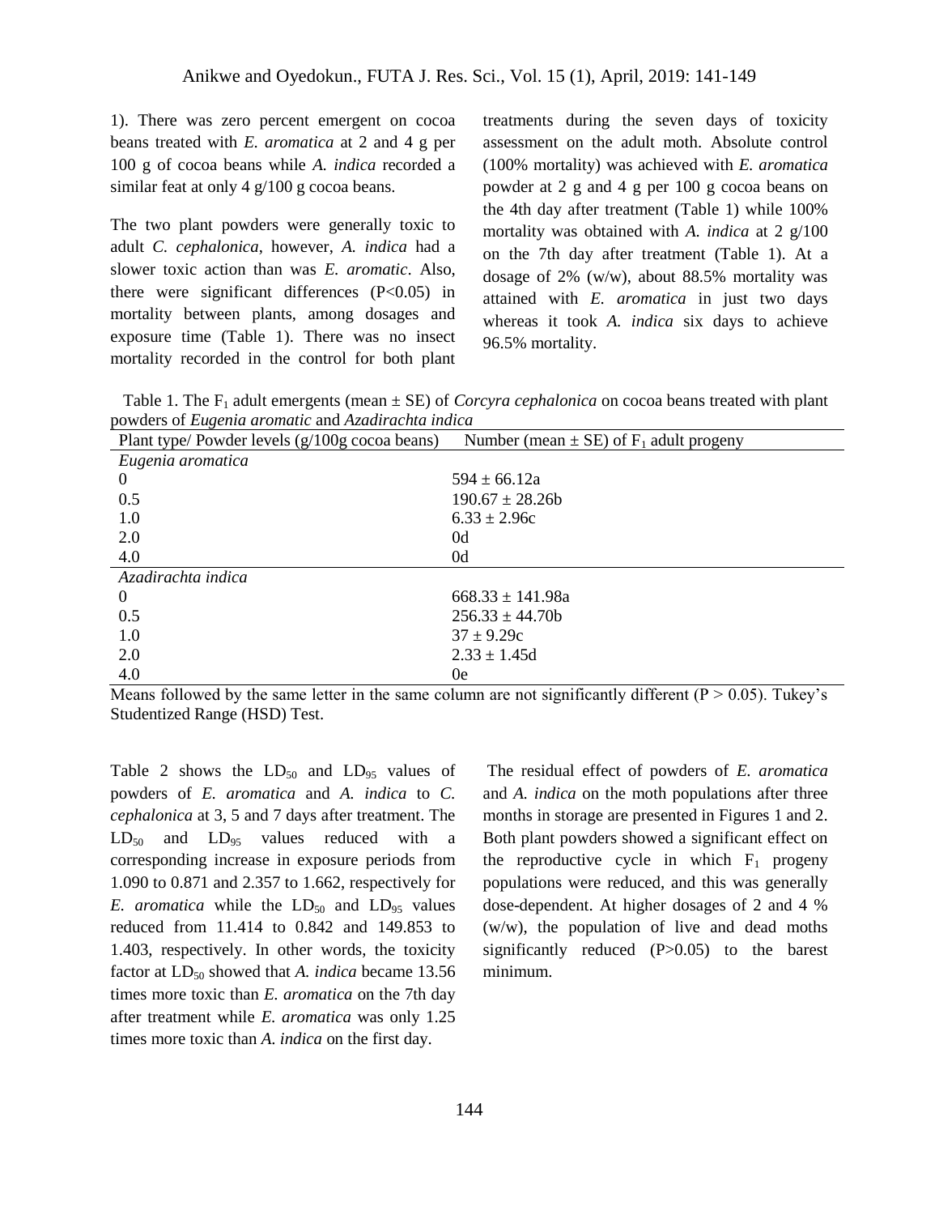1). There was zero percent emergent on cocoa beans treated with *E. aromatica* at 2 and 4 g per 100 g of cocoa beans while *A. indica* recorded a similar feat at only 4 g/100 g cocoa beans.

The two plant powders were generally toxic to adult *C. cephalonica*, however, *A. indica* had a slower toxic action than was *E. aromatic*. Also, there were significant differences ($P<0.05$) in mortality between plants, among dosages and exposure time (Table 1). There was no insect mortality recorded in the control for both plant treatments during the seven days of toxicity assessment on the adult moth. Absolute control (100% mortality) was achieved with *E. aromatica* powder at 2 g and 4 g per 100 g cocoa beans on the 4th day after treatment (Table 1) while 100% mortality was obtained with *A. indica* at 2 g/100 on the 7th day after treatment (Table 1). At a dosage of 2% (w/w), about 88.5% mortality was attained with *E. aromatica* in just two days whereas it took *A. indica* six days to achieve 96.5% mortality.

Table 1. The $F_1$ adult emergents (mean ± SE) of *Corcyra cephalonica* on cocoa beans treated with plant powders of *Eugenia aromatic* and *Azadirachta indica*

| Plant type/ Powder levels (g/100g cocoa beans) | Number (mean ± SE) of $F_1$ adult progeny |
|---|---|
| *Eugenia aromatica* | |
| 0 | 594 ± 66.12a |
| 0.5 | 190.67 ± 28.26b |
| 1.0 | 6.33 ± 2.96c |
| 2.0 | 0d |
| 4.0 | 0d |
| *Azadirachta indica* | |
| 0 | 668.33 ± 141.98a |
| 0.5 | 256.33 ± 44.70b |
| 1.0 | 37 ± 9.29c |
| 2.0 | 2.33 ± 1.45d |
| 4.0 | 0e |

Means followed by the same letter in the same column are not significantly different ($P > 0.05$). Tukey's Studentized Range (HSD) Test.

Table 2 shows the $LD_{50}$ and $LD_{95}$ values of powders of *E. aromatica* and *A. indica* to *C. cephalonica* at 3, 5 and 7 days after treatment. The $LD_{50}$ and $LD_{95}$ values reduced with a corresponding increase in exposure periods from 1.090 to 0.871 and 2.357 to 1.662, respectively for *E. aromatica* while the $LD_{50}$ and $LD_{95}$ values reduced from 11.414 to 0.842 and 149.853 to 1.403, respectively. In other words, the toxicity factor at $LD_{50}$ showed that *A. indica* became 13.56 times more toxic than *E. aromatica* on the 7th day after treatment while *E. aromatica* was only 1.25 times more toxic than *A. indica* on the first day.

The residual effect of powders of *E. aromatica* and *A. indica* on the moth populations after three months in storage are presented in Figures 1 and 2. Both plant powders showed a significant effect on the reproductive cycle in which $F_1$ progeny populations were reduced, and this was generally dose-dependent. At higher dosages of 2 and 4 % (w/w), the population of live and dead moths significantly reduced ($P>0.05$) to the barest minimum.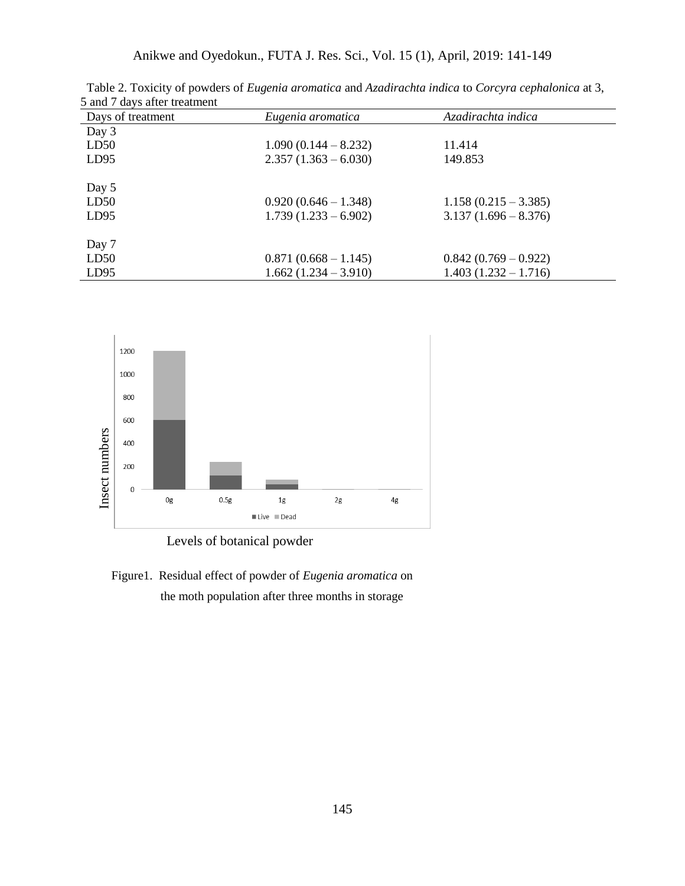Table 2. Toxicity of powders of *Eugenia aromatica* and *Azadirachta indica* to *Corcyra cephalonica* at 3, 5 and 7 days after treatment

| Days of treatment | *Eugenia aromatica* | *Azadirachta indica* |
|---|---|---|
| Day 3 | | |
| LD50 | 1.090 (0.144 – 8.232) | 11.414 |
| LD95 | 2.357 (1.363 – 6.030) | 149.853 |
| Day 5 | | |
| LD50 | 0.920 (0.646 – 1.348) | 1.158 (0.215 – 3.385) |
| LD95 | 1.739 (1.233 – 6.902) | 3.137 (1.696 – 8.376) |
| Day 7 | | |
| LD50 | 0.871 (0.668 – 1.145) | 0.842 (0.769 – 0.922) |
| LD95 | 1.662 (1.234 – 3.910) | 1.403 (1.232 – 1.716) |

Figure1. Residual effect of powder of *Eugenia aromatica* on the moth population after three months in storage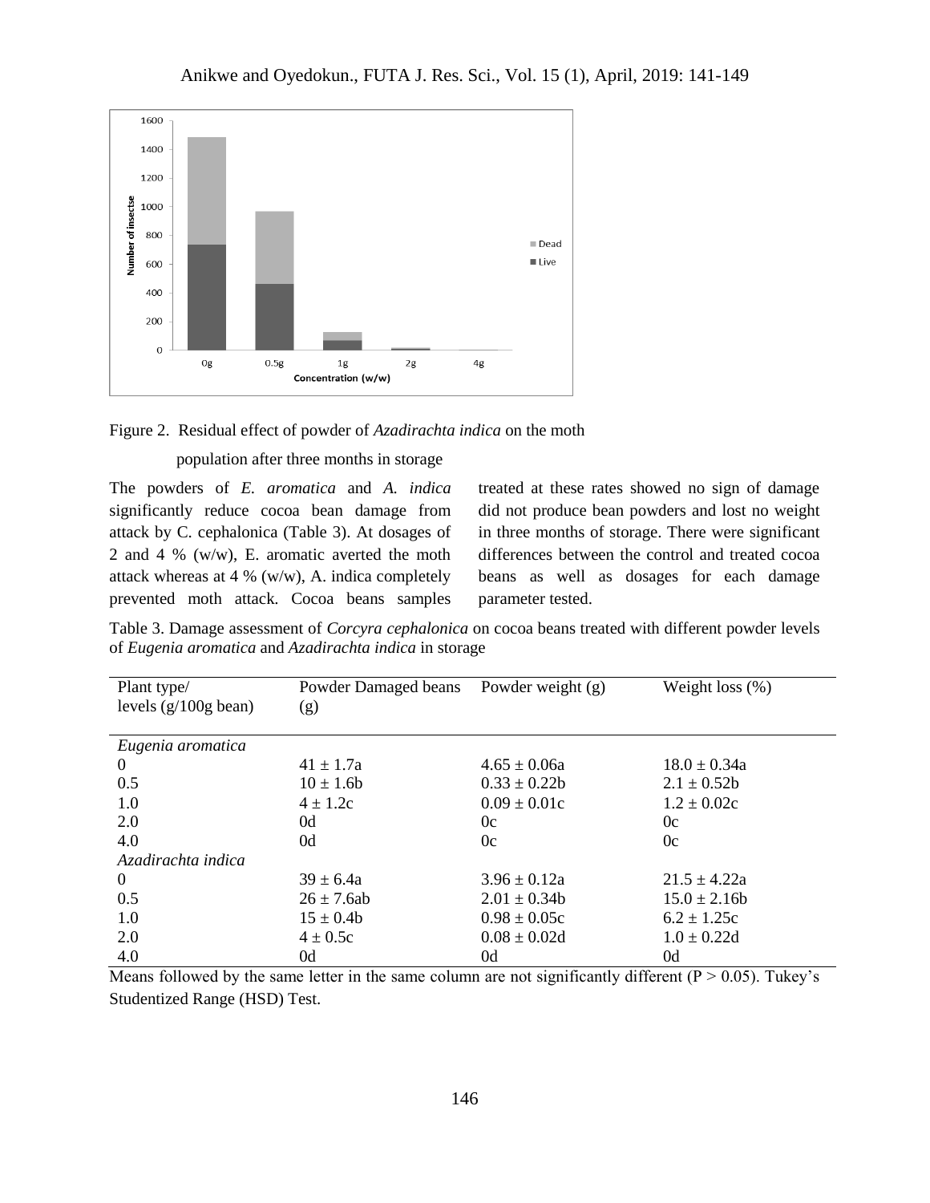Figure 2. Residual effect of powder of *Azadirachta indica* on the moth population after three months in storage

The powders of *E. aromatica* and *A. indica* significantly reduce cocoa bean damage from attack by C. cephalonica (Table 3). At dosages of 2 and 4 % (w/w), E. aromatic averted the moth attack whereas at 4 % (w/w), A. indica completely prevented moth attack. Cocoa beans samples treated at these rates showed no sign of damage did not produce bean powders and lost no weight in three months of storage. There were significant differences between the control and treated cocoa beans as well as dosages for each damage parameter tested.

Table 3. Damage assessment of *Corcyra cephalonica* on cocoa beans treated with different powder levels of *Eugenia aromatica* and *Azadirachta indica* in storage

| Plant type/ levels (g/100g bean) | Powder Damaged beans (g) | Powder weight (g) | Weight loss (%) |
|---|---|---|---|
| *Eugenia aromatica* | | | |
| 0 | 41 ± 1.7a | 4.65 ± 0.06a | 18.0 ± 0.34a |
| 0.5 | 10 ± 1.6b | 0.33 ± 0.22b | 2.1 ± 0.52b |
| 1.0 | 4 ± 1.2c | 0.09 ± 0.01c | 1.2 ± 0.02c |
| 2.0 | 0d | 0c | 0c |
| 4.0 | 0d | 0c | 0c |
| *Azadirachta indica* | | | |
| 0 | 39 ± 6.4a | 3.96 ± 0.12a | 21.5 ± 4.22a |
| 0.5 | 26 ± 7.6ab | 2.01 ± 0.34b | 15.0 ± 2.16b |
| 1.0 | 15 ± 0.4b | 0.98 ± 0.05c | 6.2 ± 1.25c |
| 2.0 | 4 ± 0.5c | 0.08 ± 0.02d | 1.0 ± 0.22d |
| 4.0 | 0d | 0d | 0d |

Means followed by the same letter in the same column are not significantly different ($P > 0.05$). Tukey's Studentized Range (HSD) Test.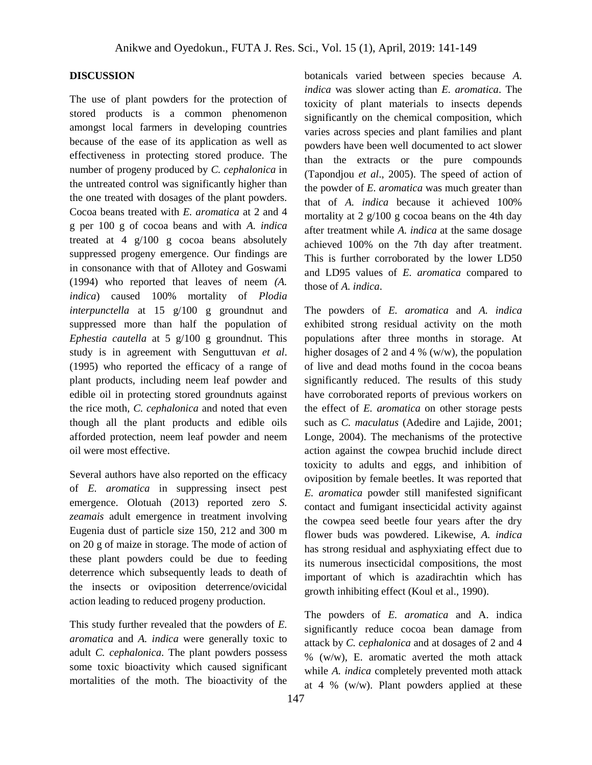## DISCUSSION

The use of plant powders for the protection of stored products is a common phenomenon amongst local farmers in developing countries because of the ease of its application as well as effectiveness in protecting stored produce. The number of progeny produced by *C. cephalonica* in the untreated control was significantly higher than the one treated with dosages of the plant powders. Cocoa beans treated with *E. aromatica* at 2 and 4 g per 100 g of cocoa beans and with *A. indica* treated at 4 g/100 g cocoa beans absolutely suppressed progeny emergence. Our findings are in consonance with that of Allotey and Goswami (1994) who reported that leaves of neem *(A. indica*) caused 100% mortality of *Plodia interpunctella* at 15 g/100 g groundnut and suppressed more than half the population of *Ephestia cautella* at 5 g/100 g groundnut. This study is in agreement with Senguttuvan *et al*. (1995) who reported the efficacy of a range of plant products, including neem leaf powder and edible oil in protecting stored groundnuts against the rice moth, *C. cephalonica* and noted that even though all the plant products and edible oils afforded protection, neem leaf powder and neem oil were most effective.

Several authors have also reported on the efficacy of *E. aromatica* in suppressing insect pest emergence. Olotuah (2013) reported zero *S. zeamais* adult emergence in treatment involving Eugenia dust of particle size 150, 212 and 300 m on 20 g of maize in storage. The mode of action of these plant powders could be due to feeding deterrence which subsequently leads to death of the insects or oviposition deterrence/ovicidal action leading to reduced progeny production.

This study further revealed that the powders of *E. aromatica* and *A. indica* were generally toxic to adult *C. cephalonica*. The plant powders possess some toxic bioactivity which caused significant mortalities of the moth. The bioactivity of the botanicals varied between species because *A. indica* was slower acting than *E. aromatica*. The toxicity of plant materials to insects depends significantly on the chemical composition, which varies across species and plant families and plant powders have been well documented to act slower than the extracts or the pure compounds (Tapondjou *et al*., 2005). The speed of action of the powder of *E. aromatica* was much greater than that of *A. indica* because it achieved 100% mortality at 2 g/100 g cocoa beans on the 4th day after treatment while *A. indica* at the same dosage achieved 100% on the 7th day after treatment. This is further corroborated by the lower LD50 and LD95 values of *E. aromatica* compared to those of *A. indica*.

The powders of *E. aromatica* and *A. indica* exhibited strong residual activity on the moth populations after three months in storage. At higher dosages of 2 and 4 % (w/w), the population of live and dead moths found in the cocoa beans significantly reduced. The results of this study have corroborated reports of previous workers on the effect of *E. aromatica* on other storage pests such as *C. maculatus* (Adedire and Lajide, 2001; Longe, 2004). The mechanisms of the protective action against the cowpea bruchid include direct toxicity to adults and eggs, and inhibition of oviposition by female beetles. It was reported that *E. aromatica* powder still manifested significant contact and fumigant insecticidal activity against the cowpea seed beetle four years after the dry flower buds was powdered. Likewise, *A. indica* has strong residual and asphyxiating effect due to its numerous insecticidal compositions, the most important of which is azadirachtin which has growth inhibiting effect (Koul et al., 1990).

The powders of *E. aromatica* and A. indica significantly reduce cocoa bean damage from attack by *C. cephalonica* and at dosages of 2 and 4 % (w/w), E. aromatic averted the moth attack while *A. indica* completely prevented moth attack at 4 % (w/w). Plant powders applied at these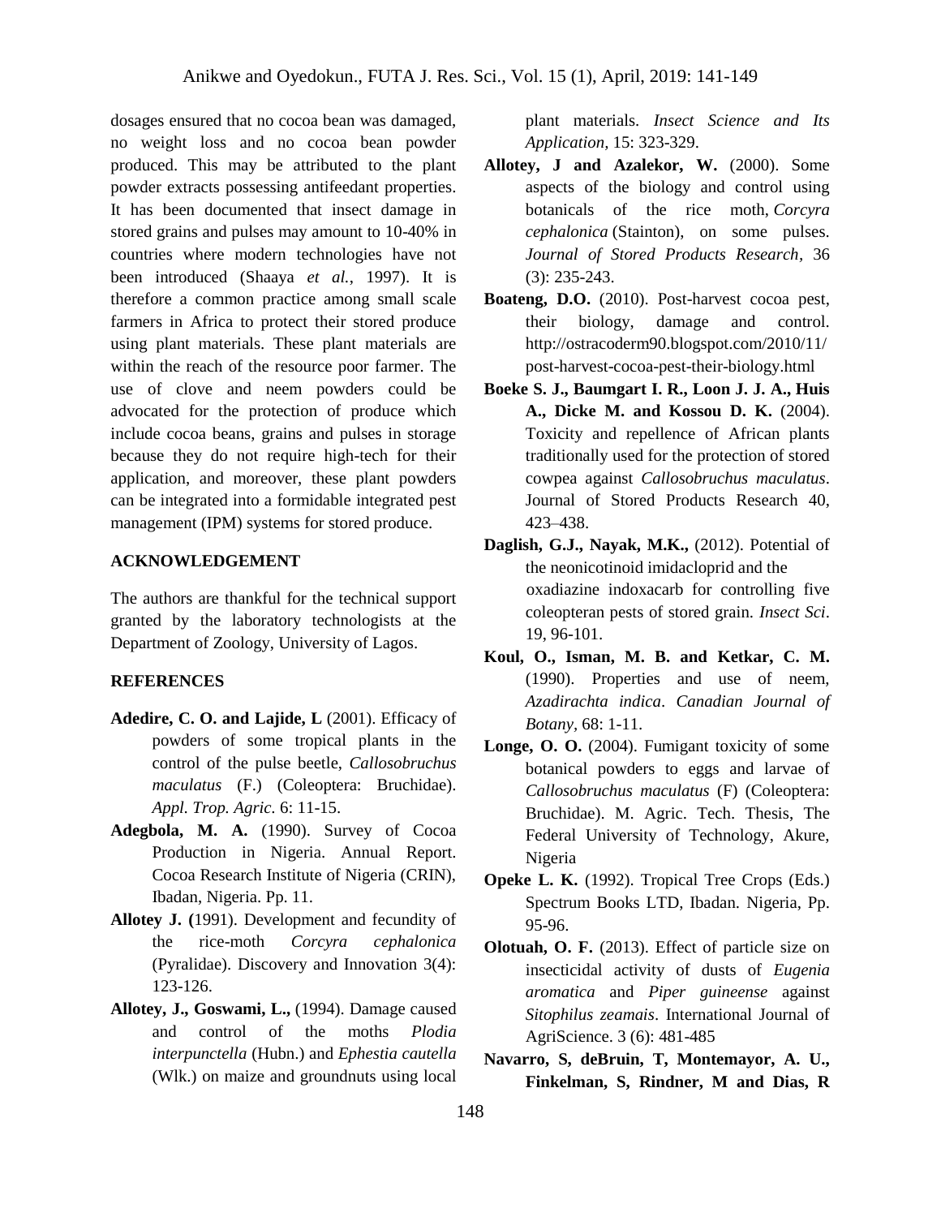dosages ensured that no cocoa bean was damaged, no weight loss and no cocoa bean powder produced. This may be attributed to the plant powder extracts possessing antifeedant properties. It has been documented that insect damage in stored grains and pulses may amount to 10-40% in countries where modern technologies have not been introduced (Shaaya *et al.*, 1997). It is therefore a common practice among small scale farmers in Africa to protect their stored produce using plant materials. These plant materials are within the reach of the resource poor farmer. The use of clove and neem powders could be advocated for the protection of produce which include cocoa beans, grains and pulses in storage because they do not require high-tech for their application, and moreover, these plant powders can be integrated into a formidable integrated pest management (IPM) systems for stored produce.

## ACKNOWLEDGEMENT

The authors are thankful for the technical support granted by the laboratory technologists at the Department of Zoology, University of Lagos.

## REFERENCES

**Adedire, C. O. and Lajide, L** (2001). Efficacy of powders of some tropical plants in the control of the pulse beetle, *Callosobruchus maculatus* (F.) (Coleoptera: Bruchidae). *Appl. Trop. Agric*. 6: 11-15.

**Adegbola, M. A.** (1990). Survey of Cocoa Production in Nigeria. Annual Report. Cocoa Research Institute of Nigeria (CRIN), Ibadan, Nigeria. Pp. 11.

**Allotey J. (**1991). Development and fecundity of the rice-moth *Corcyra cephalonica* (Pyralidae). Discovery and Innovation 3(4): 123-126.

**Allotey, J., Goswami, L.,** (1994). Damage caused and control of the moths *Plodia interpunctella* (Hubn.) and *Ephestia cautella* (Wlk.) on maize and groundnuts using local plant materials. *Insect Science and Its Application*, 15: 323-329.

**Allotey, J and Azalekor, W.** (2000). Some aspects of the biology and control using botanicals of the rice moth, *Corcyra cephalonica* (Stainton), on some pulses. *Journal of Stored Products Research*, 36 (3): 235-243.

**Boateng, D.O.** (2010). Post-harvest cocoa pest, their biology, damage and control. http://ostracoderm90.blogspot.com/2010/11/post-harvest-cocoa-pest-their-biology.html

**Boeke S. J., Baumgart I. R., Loon J. J. A., Huis A., Dicke M. and Kossou D. K.** (2004). Toxicity and repellence of African plants traditionally used for the protection of stored cowpea against *Callosobruchus maculatus*. Journal of Stored Products Research 40, 423–438.

**Daglish, G.J., Nayak, M.K.,** (2012). Potential of the neonicotinoid imidacloprid and the oxadiazine indoxacarb for controlling five coleopteran pests of stored grain. *Insect Sci*. 19, 96-101.

**Koul, O., Isman, M. B. and Ketkar, C. M.** (1990). Properties and use of neem, *Azadirachta indica*. *Canadian Journal of Botany*, 68: 1-11.

**Longe, O. O.** (2004). Fumigant toxicity of some botanical powders to eggs and larvae of *Callosobruchus maculatus* (F) (Coleoptera: Bruchidae). M. Agric. Tech. Thesis, The Federal University of Technology, Akure, Nigeria

**Opeke L. K.** (1992). Tropical Tree Crops (Eds.) Spectrum Books LTD, Ibadan. Nigeria, Pp. 95-96.

**Olotuah, O. F.** (2013). Effect of particle size on insecticidal activity of dusts of *Eugenia aromatica* and *Piper guineense* against *Sitophilus zeamais*. International Journal of AgriScience. 3 (6): 481-485

**Navarro, S, deBruin, T, Montemayor, A. U., Finkelman, S, Rindner, M and Dias, R**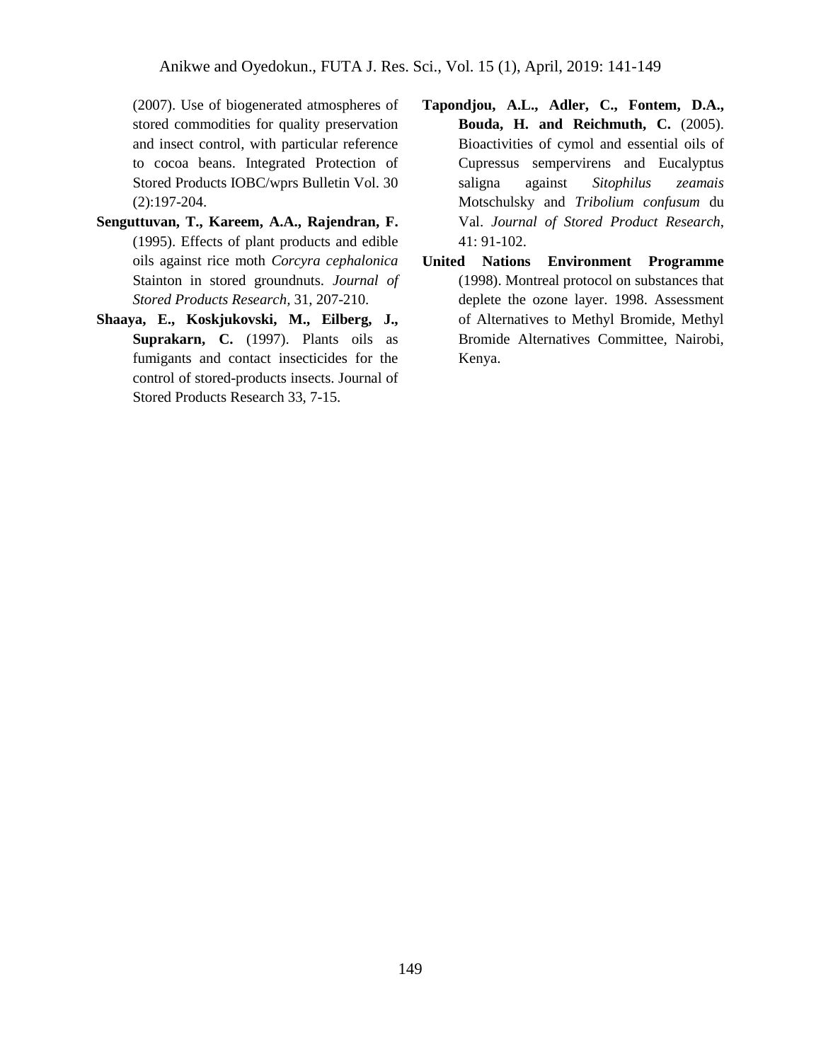(2007). Use of biogenerated atmospheres of stored commodities for quality preservation and insect control, with particular reference to cocoa beans. Integrated Protection of Stored Products IOBC/wprs Bulletin Vol. 30 (2):197-204.

**Senguttuvan, T., Kareem, A.A., Rajendran, F.** (1995). Effects of plant products and edible oils against rice moth *Corcyra cephalonica* Stainton in stored groundnuts. *Journal of Stored Products Research,* 31, 207-210.

**Shaaya, E., Koskjukovski, M., Eilberg, J., Suprakarn, C.** (1997). Plants oils as fumigants and contact insecticides for the control of stored-products insects. Journal of Stored Products Research 33, 7-15.

**Tapondjou, A.L., Adler, C., Fontem, D.A., Bouda, H. and Reichmuth, C.** (2005). Bioactivities of cymol and essential oils of Cupressus sempervirens and Eucalyptus saligna against *Sitophilus zeamais* Motschulsky and *Tribolium confusum* du Val. *Journal of Stored Product Research,* 41: 91-102.

**United Nations Environment Programme** (1998). Montreal protocol on substances that deplete the ozone layer. 1998. Assessment of Alternatives to Methyl Bromide, Methyl Bromide Alternatives Committee, Nairobi, Kenya.